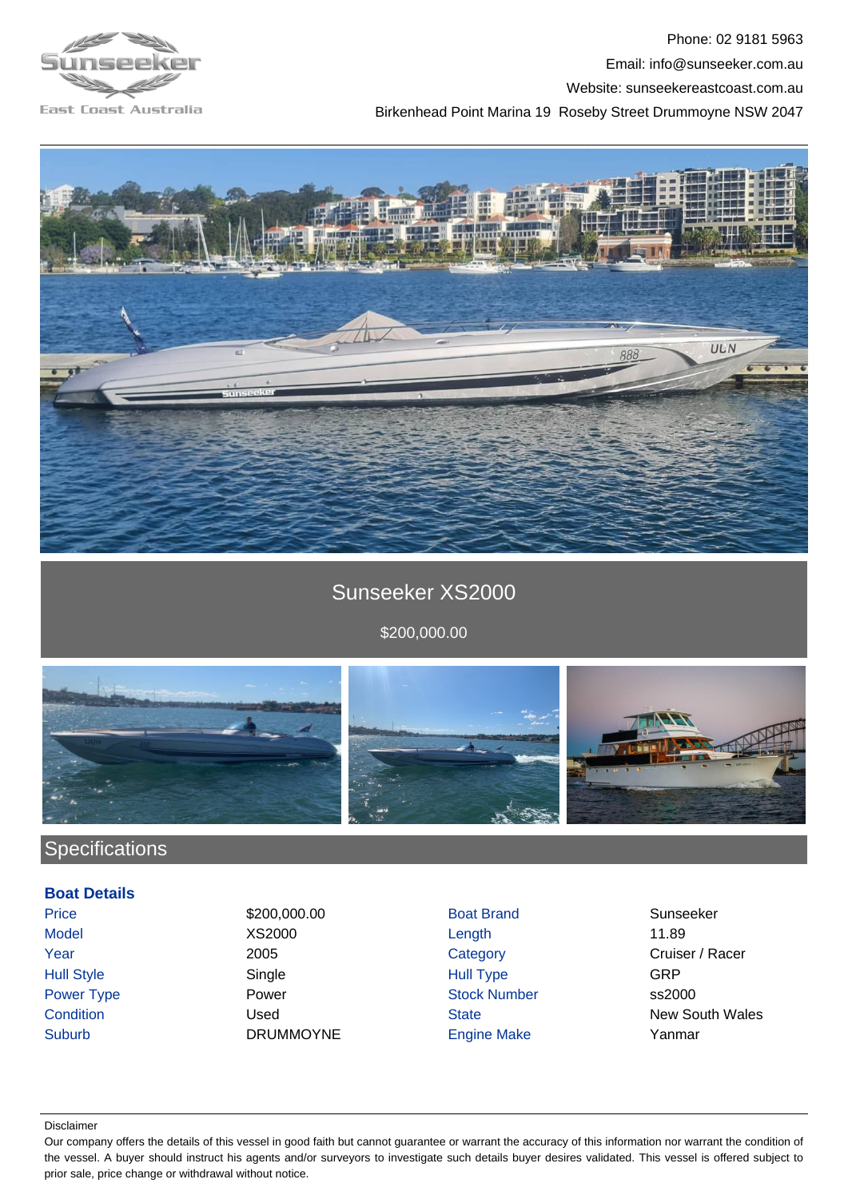Phone: 02 9181 5963
Email: info@sunseeker.com.au
Website: sunseekereastcoast.com.au
Birkenhead Point Marina 19 Roseby Street Drummoyne NSW 2047

# Sunseeker XS2000

$200,000.00

## Specifications

### Boat Details

| | | | |
|---|---|---|---|
| Price | $200,000.00 | Boat Brand | Sunseeker |
| Model | XS2000 | Length | 11.89 |
| Year | 2005 | Category | Cruiser / Racer |
| Hull Style | Single | Hull Type | GRP |
| Power Type | Power | Stock Number | ss2000 |
| Condition | Used | State | New South Wales |
| Suburb | DRUMMOYNE | Engine Make | Yanmar |

Disclaimer

Our company offers the details of this vessel in good faith but cannot guarantee or warrant the accuracy of this information nor warrant the condition of the vessel. A buyer should instruct his agents and/or surveyors to investigate such details buyer desires validated. This vessel is offered subject to prior sale, price change or withdrawal without notice.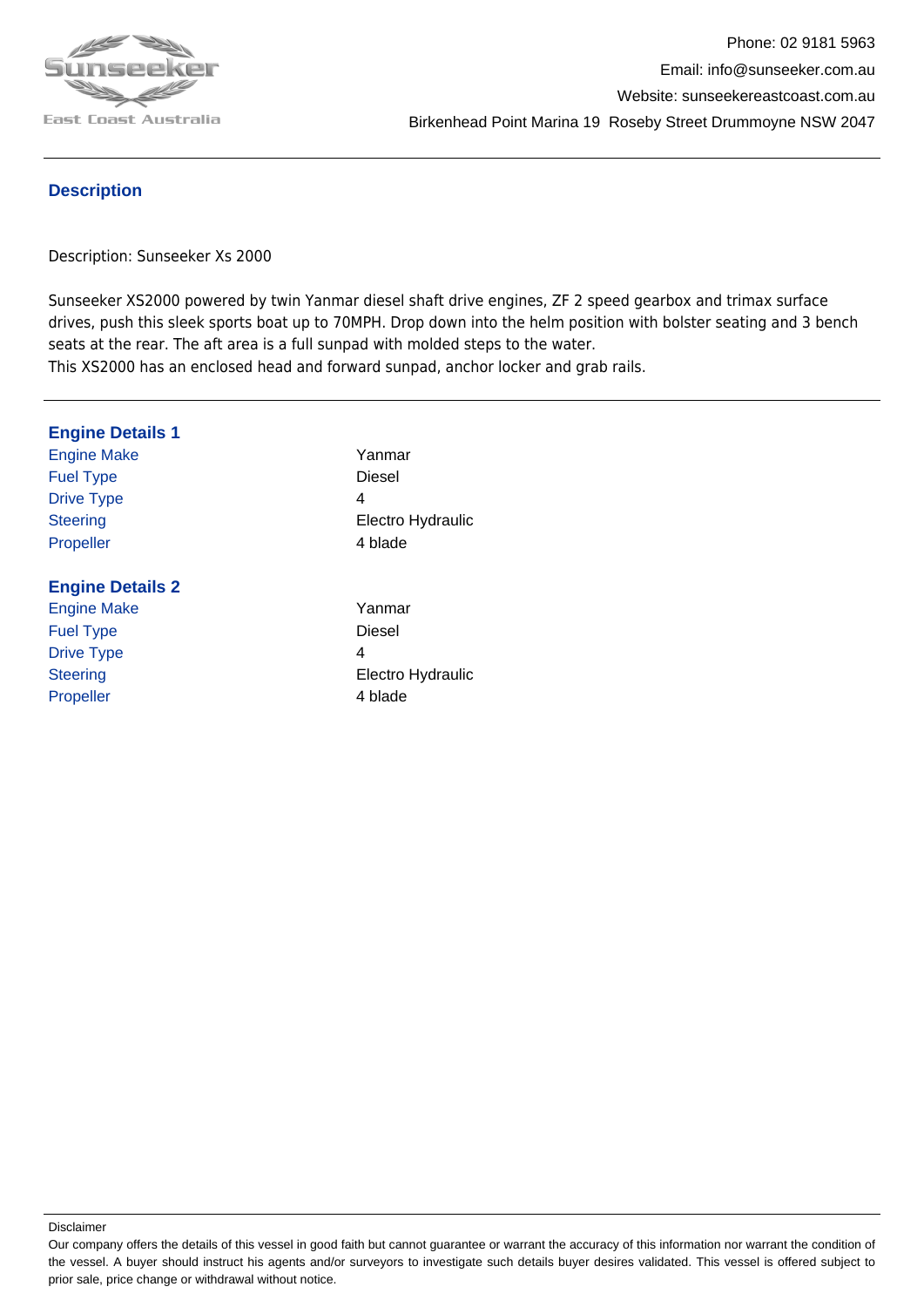Phone: 02 9181 5963
Email: info@sunseeker.com.au
Website: sunseekereastcoast.com.au
Birkenhead Point Marina 19  Roseby Street Drummoyne NSW 2047

## Description

Description: Sunseeker Xs 2000

Sunseeker XS2000 powered by twin Yanmar diesel shaft drive engines, ZF 2 speed gearbox and trimax surface drives, push this sleek sports boat up to 70MPH. Drop down into the helm position with bolster seating and 3 bench seats at the rear. The aft area is a full sunpad with molded steps to the water.
This XS2000 has an enclosed head and forward sunpad, anchor locker and grab rails.

## Engine Details 1

| | |
|---|---|
| Engine Make | Yanmar |
| Fuel Type | Diesel |
| Drive Type | 4 |
| Steering | Electro Hydraulic |
| Propeller | 4 blade |

## Engine Details 2

| | |
|---|---|
| Engine Make | Yanmar |
| Fuel Type | Diesel |
| Drive Type | 4 |
| Steering | Electro Hydraulic |
| Propeller | 4 blade |

Disclaimer

Our company offers the details of this vessel in good faith but cannot guarantee or warrant the accuracy of this information nor warrant the condition of the vessel. A buyer should instruct his agents and/or surveyors to investigate such details buyer desires validated. This vessel is offered subject to prior sale, price change or withdrawal without notice.